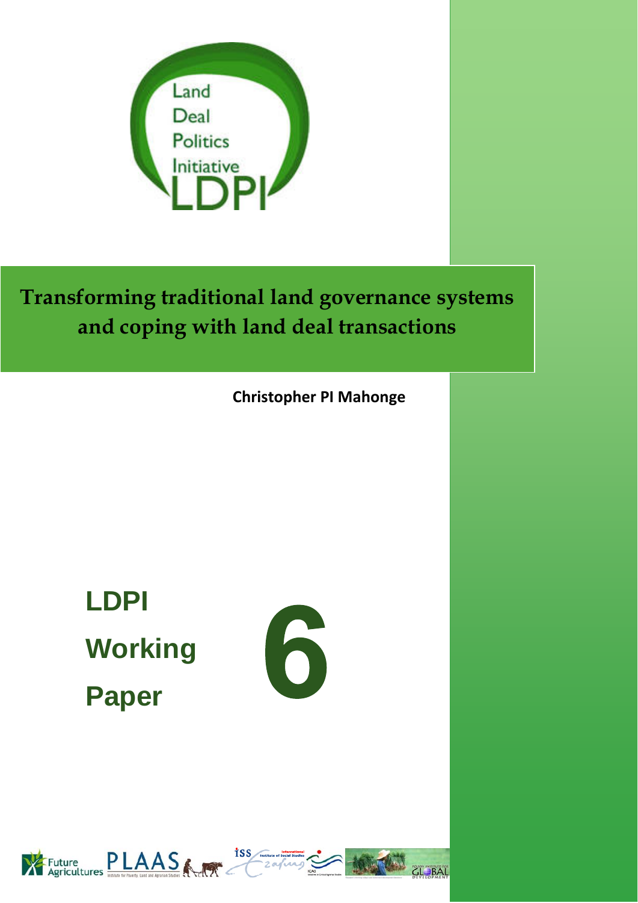Land Deal Politics Initiative

LDPI

# Transforming traditional land governance systems and coping with land deal transactions

**Christopher PI Mahonge**

**LDPI Working Paper 6**

Future Agricultures PLAAS Institute for Poverty, Land and Agrarian Studies ISS International Institute of Social Studies ICAS Initiatives in Critical Agrarian Studies POLSON INSTITUTE FOR GLOBAL DEVELOPMENT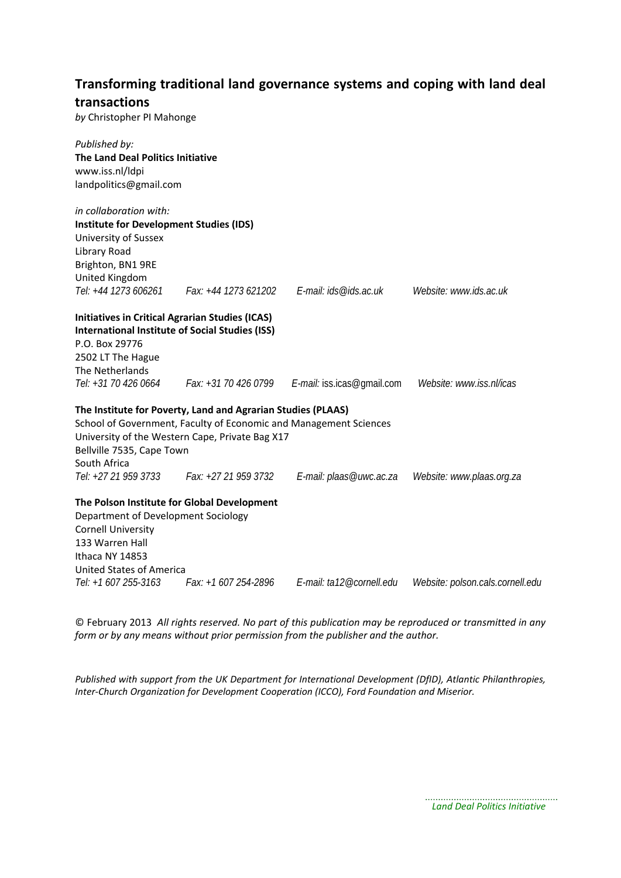# Transforming traditional land governance systems and coping with land deal transactions

*by* Christopher PI Mahonge

*Published by:*
**The Land Deal Politics Initiative**
www.iss.nl/ldpi
landpolitics@gmail.com

*in collaboration with:*
**Institute for Development Studies (IDS)**
University of Sussex
Library Road
Brighton, BN1 9RE
United Kingdom
*Tel: +44 1273 606261 Fax: +44 1273 621202 E-mail: ids@ids.ac.uk Website: www.ids.ac.uk*

**Initiatives in Critical Agrarian Studies (ICAS)**
**International Institute of Social Studies (ISS)**
P.O. Box 29776
2502 LT The Hague
The Netherlands
*Tel: +31 70 426 0664 Fax: +31 70 426 0799 E-mail: iss.icas@gmail.com Website: www.iss.nl/icas*

**The Institute for Poverty, Land and Agrarian Studies (PLAAS)**
School of Government, Faculty of Economic and Management Sciences
University of the Western Cape, Private Bag X17
Bellville 7535, Cape Town
South Africa
*Tel: +27 21 959 3733 Fax: +27 21 959 3732 E-mail: plaas@uwc.ac.za Website: www.plaas.org.za*

**The Polson Institute for Global Development**
Department of Development Sociology
Cornell University
133 Warren Hall
Ithaca NY 14853
United States of America
*Tel: +1 607 255-3163 Fax: +1 607 254-2896 E-mail: ta12@cornell.edu Website: polson.cals.cornell.edu*

© February 2013 *All rights reserved. No part of this publication may be reproduced or transmitted in any form or by any means without prior permission from the publisher and the author.*

*Published with support from the UK Department for International Development (DfID), Atlantic Philanthropies, Inter-Church Organization for Development Cooperation (ICCO), Ford Foundation and Miserior.*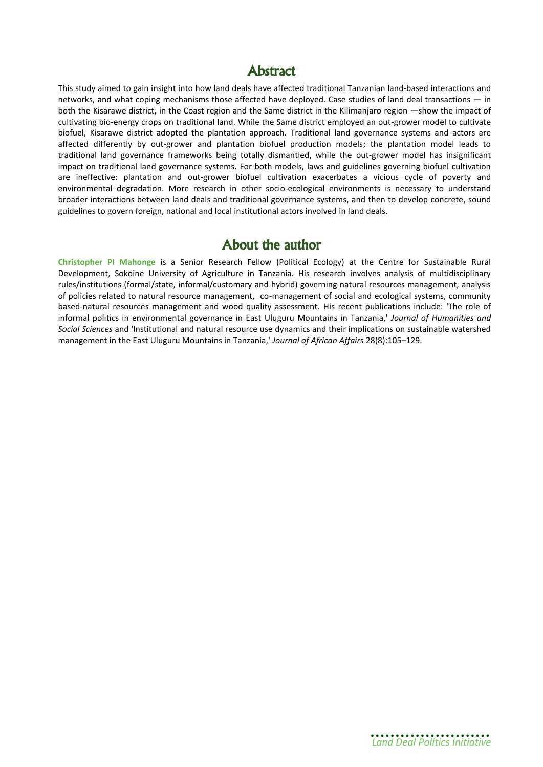## Abstract

This study aimed to gain insight into how land deals have affected traditional Tanzanian land-based interactions and networks, and what coping mechanisms those affected have deployed. Case studies of land deal transactions — in both the Kisarawe district, in the Coast region and the Same district in the Kilimanjaro region —show the impact of cultivating bio-energy crops on traditional land. While the Same district employed an out-grower model to cultivate biofuel, Kisarawe district adopted the plantation approach. Traditional land governance systems and actors are affected differently by out-grower and plantation biofuel production models; the plantation model leads to traditional land governance frameworks being totally dismantled, while the out-grower model has insignificant impact on traditional land governance systems. For both models, laws and guidelines governing biofuel cultivation are ineffective: plantation and out-grower biofuel cultivation exacerbates a vicious cycle of poverty and environmental degradation. More research in other socio-ecological environments is necessary to understand broader interactions between land deals and traditional governance systems, and then to develop concrete, sound guidelines to govern foreign, national and local institutional actors involved in land deals.

## About the author

**Christopher PI Mahonge** is a Senior Research Fellow (Political Ecology) at the Centre for Sustainable Rural Development, Sokoine University of Agriculture in Tanzania. His research involves analysis of multidisciplinary rules/institutions (formal/state, informal/customary and hybrid) governing natural resources management, analysis of policies related to natural resource management, co-management of social and ecological systems, community based-natural resources management and wood quality assessment. His recent publications include: 'The role of informal politics in environmental governance in East Uluguru Mountains in Tanzania,' *Journal of Humanities and Social Sciences* and 'Institutional and natural resource use dynamics and their implications on sustainable watershed management in the East Uluguru Mountains in Tanzania,' *Journal of African Affairs* 28(8):105–129.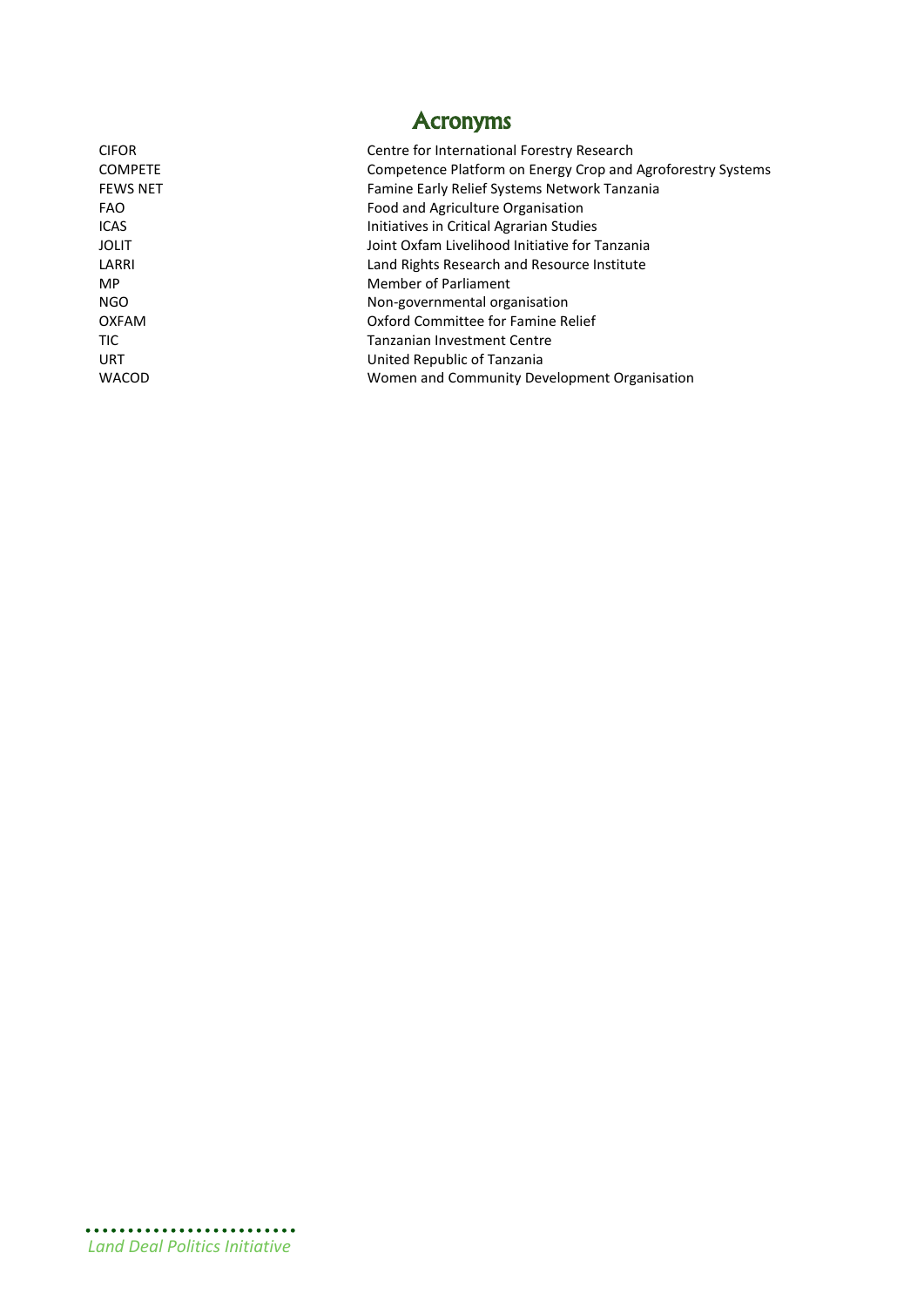# Acronyms

| | |
|---|---|
| CIFOR | Centre for International Forestry Research |
| COMPETE | Competence Platform on Energy Crop and Agroforestry Systems |
| FEWS NET | Famine Early Relief Systems Network Tanzania |
| FAO | Food and Agriculture Organisation |
| ICAS | Initiatives in Critical Agrarian Studies |
| JOLIT | Joint Oxfam Livelihood Initiative for Tanzania |
| LARRI | Land Rights Research and Resource Institute |
| MP | Member of Parliament |
| NGO | Non-governmental organisation |
| OXFAM | Oxford Committee for Famine Relief |
| TIC | Tanzanian Investment Centre |
| URT | United Republic of Tanzania |
| WACOD | Women and Community Development Organisation |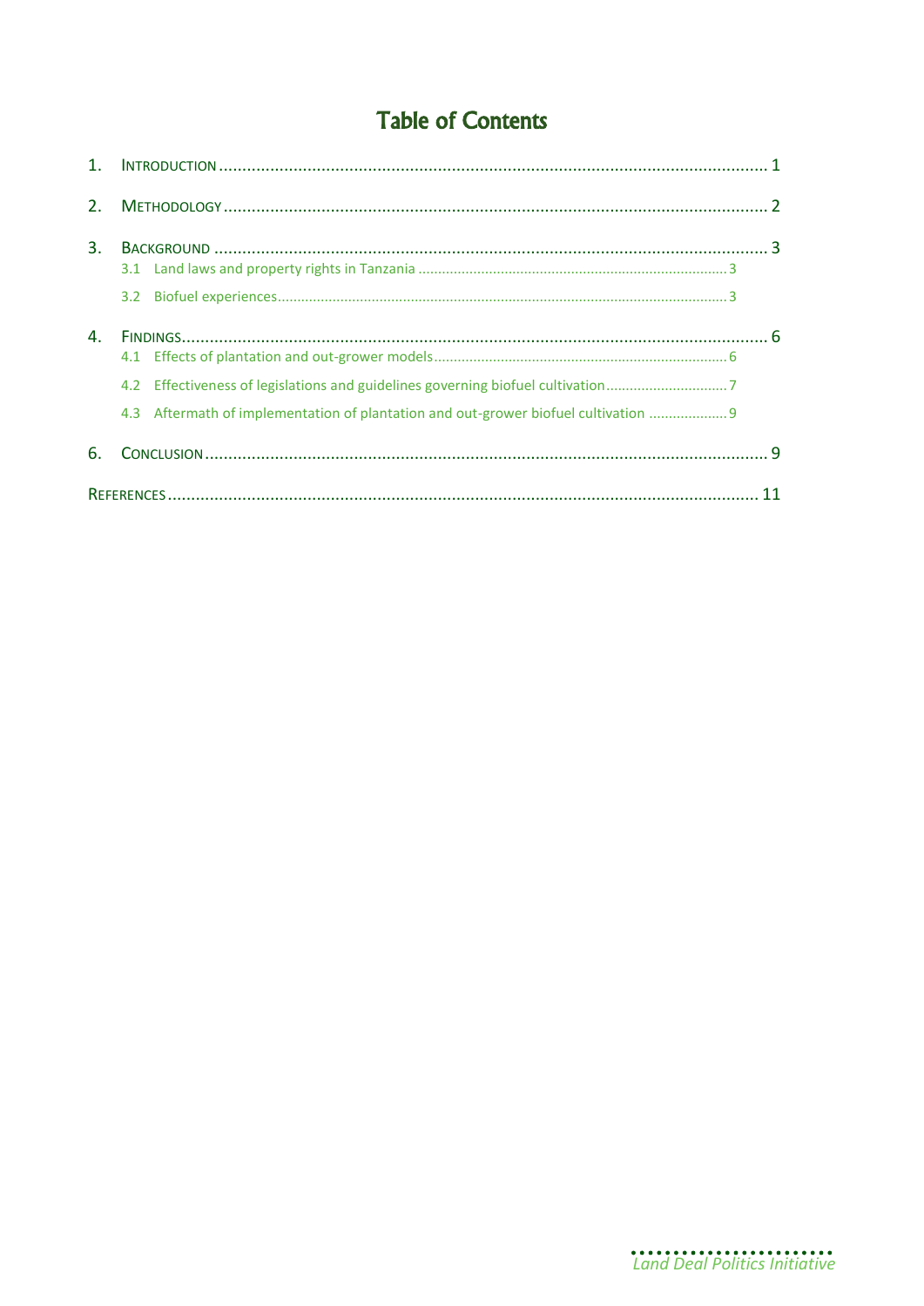# Table of Contents

1. Introduction ........ 1
2. Methodology ........ 2
3. Background ........ 3
   - 3.1 Land laws and property rights in Tanzania ........ 3
   - 3.2 Biofuel experiences ........ 3
4. Findings ........ 6
   - 4.1 Effects of plantation and out-grower models ........ 6
   - 4.2 Effectiveness of legislations and guidelines governing biofuel cultivation ........ 7
   - 4.3 Aftermath of implementation of plantation and out-grower biofuel cultivation ........ 9
6. Conclusion ........ 9

References ........ 11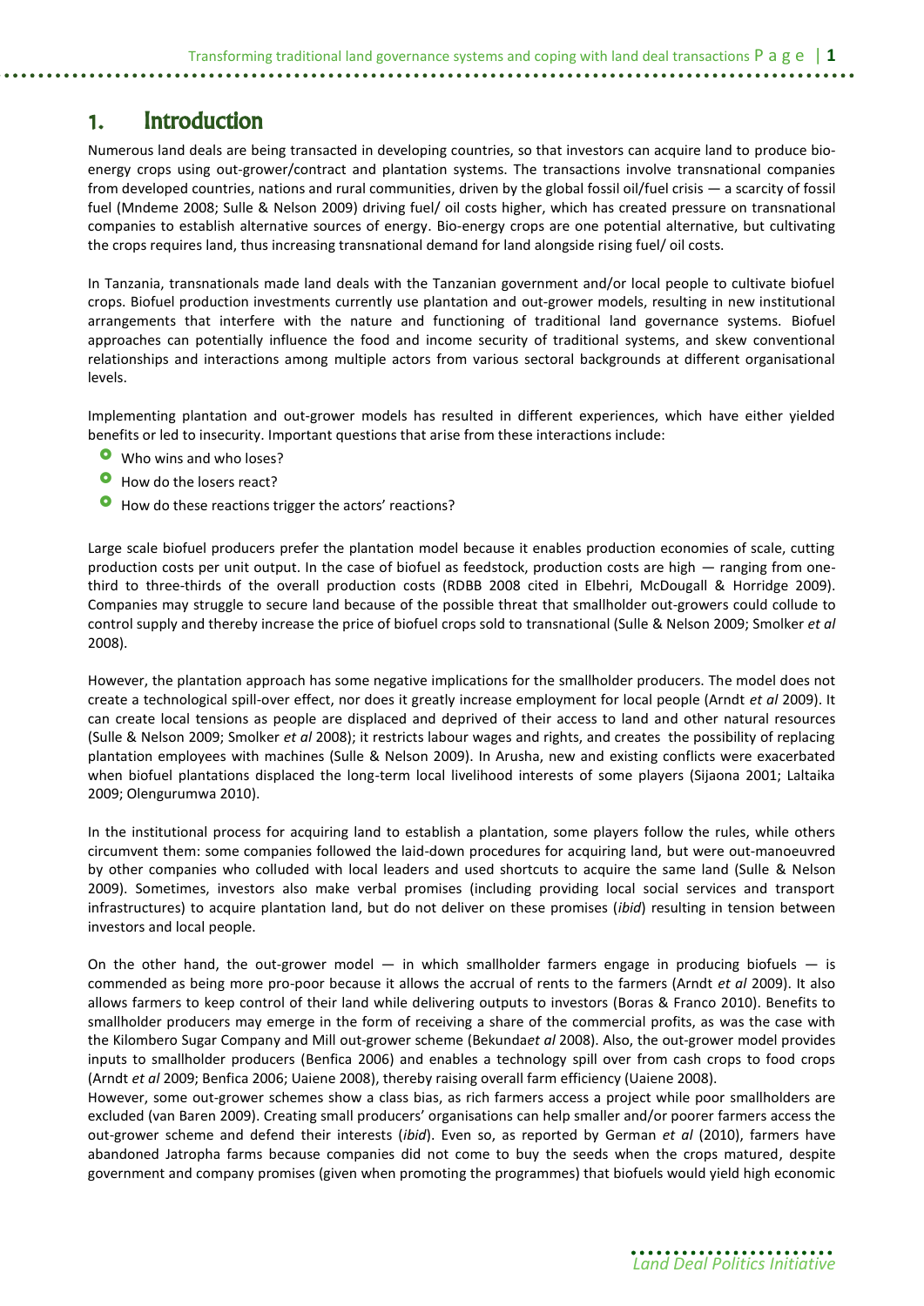# 1. Introduction

Numerous land deals are being transacted in developing countries, so that investors can acquire land to produce bio-energy crops using out-grower/contract and plantation systems. The transactions involve transnational companies from developed countries, nations and rural communities, driven by the global fossil oil/fuel crisis — a scarcity of fossil fuel (Mndeme 2008; Sulle & Nelson 2009) driving fuel/ oil costs higher, which has created pressure on transnational companies to establish alternative sources of energy. Bio-energy crops are one potential alternative, but cultivating the crops requires land, thus increasing transnational demand for land alongside rising fuel/ oil costs.

In Tanzania, transnationals made land deals with the Tanzanian government and/or local people to cultivate biofuel crops. Biofuel production investments currently use plantation and out-grower models, resulting in new institutional arrangements that interfere with the nature and functioning of traditional land governance systems. Biofuel approaches can potentially influence the food and income security of traditional systems, and skew conventional relationships and interactions among multiple actors from various sectoral backgrounds at different organisational levels.

Implementing plantation and out-grower models has resulted in different experiences, which have either yielded benefits or led to insecurity. Important questions that arise from these interactions include:

- Who wins and who loses?
- How do the losers react?
- How do these reactions trigger the actors' reactions?

Large scale biofuel producers prefer the plantation model because it enables production economies of scale, cutting production costs per unit output. In the case of biofuel as feedstock, production costs are high — ranging from one-third to three-thirds of the overall production costs (RDBB 2008 cited in Elbehri, McDougall & Horridge 2009). Companies may struggle to secure land because of the possible threat that smallholder out-growers could collude to control supply and thereby increase the price of biofuel crops sold to transnational (Sulle & Nelson 2009; Smolker *et al* 2008).

However, the plantation approach has some negative implications for the smallholder producers. The model does not create a technological spill-over effect, nor does it greatly increase employment for local people (Arndt *et al* 2009). It can create local tensions as people are displaced and deprived of their access to land and other natural resources (Sulle & Nelson 2009; Smolker *et al* 2008); it restricts labour wages and rights, and creates the possibility of replacing plantation employees with machines (Sulle & Nelson 2009). In Arusha, new and existing conflicts were exacerbated when biofuel plantations displaced the long-term local livelihood interests of some players (Sijaona 2001; Laltaika 2009; Olengurumwa 2010).

In the institutional process for acquiring land to establish a plantation, some players follow the rules, while others circumvent them: some companies followed the laid-down procedures for acquiring land, but were out-manoeuvred by other companies who colluded with local leaders and used shortcuts to acquire the same land (Sulle & Nelson 2009). Sometimes, investors also make verbal promises (including providing local social services and transport infrastructures) to acquire plantation land, but do not deliver on these promises (*ibid*) resulting in tension between investors and local people.

On the other hand, the out-grower model — in which smallholder farmers engage in producing biofuels — is commended as being more pro-poor because it allows the accrual of rents to the farmers (Arndt *et al* 2009). It also allows farmers to keep control of their land while delivering outputs to investors (Boras & Franco 2010). Benefits to smallholder producers may emerge in the form of receiving a share of the commercial profits, as was the case with the Kilombero Sugar Company and Mill out-grower scheme (Bekunda*et al* 2008). Also, the out-grower model provides inputs to smallholder producers (Benfica 2006) and enables a technology spill over from cash crops to food crops (Arndt *et al* 2009; Benfica 2006; Uaiene 2008), thereby raising overall farm efficiency (Uaiene 2008).

However, some out-grower schemes show a class bias, as rich farmers access a project while poor smallholders are excluded (van Baren 2009). Creating small producers' organisations can help smaller and/or poorer farmers access the out-grower scheme and defend their interests (*ibid*). Even so, as reported by German *et al* (2010), farmers have abandoned Jatropha farms because companies did not come to buy the seeds when the crops matured, despite government and company promises (given when promoting the programmes) that biofuels would yield high economic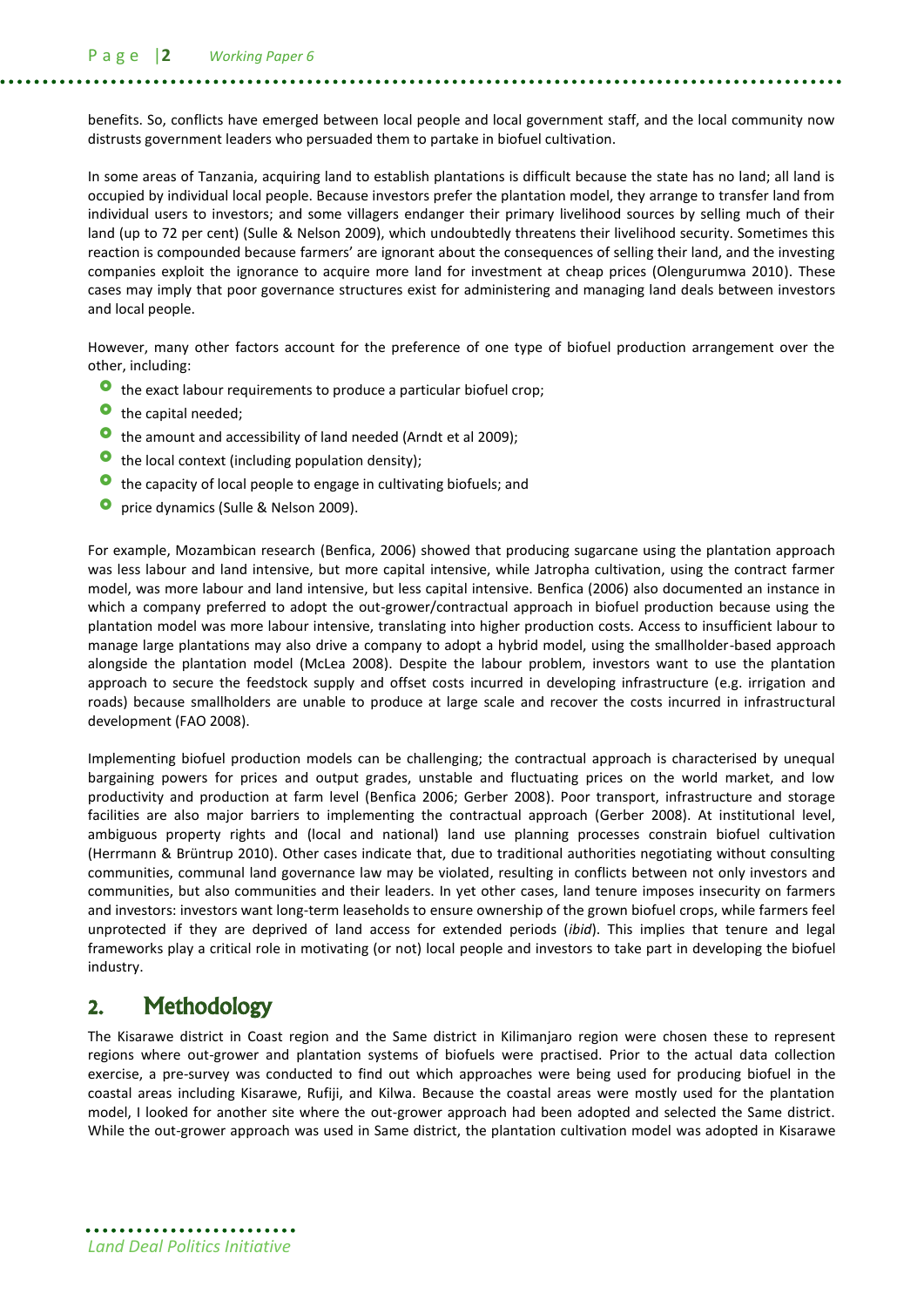benefits. So, conflicts have emerged between local people and local government staff, and the local community now distrusts government leaders who persuaded them to partake in biofuel cultivation.

In some areas of Tanzania, acquiring land to establish plantations is difficult because the state has no land; all land is occupied by individual local people. Because investors prefer the plantation model, they arrange to transfer land from individual users to investors; and some villagers endanger their primary livelihood sources by selling much of their land (up to 72 per cent) (Sulle & Nelson 2009), which undoubtedly threatens their livelihood security. Sometimes this reaction is compounded because farmers' are ignorant about the consequences of selling their land, and the investing companies exploit the ignorance to acquire more land for investment at cheap prices (Olengurumwa 2010). These cases may imply that poor governance structures exist for administering and managing land deals between investors and local people.

However, many other factors account for the preference of one type of biofuel production arrangement over the other, including:

- the exact labour requirements to produce a particular biofuel crop;
- the capital needed;
- the amount and accessibility of land needed (Arndt et al 2009);
- the local context (including population density);
- the capacity of local people to engage in cultivating biofuels; and
- price dynamics (Sulle & Nelson 2009).

For example, Mozambican research (Benfica, 2006) showed that producing sugarcane using the plantation approach was less labour and land intensive, but more capital intensive, while Jatropha cultivation, using the contract farmer model, was more labour and land intensive, but less capital intensive. Benfica (2006) also documented an instance in which a company preferred to adopt the out-grower/contractual approach in biofuel production because using the plantation model was more labour intensive, translating into higher production costs. Access to insufficient labour to manage large plantations may also drive a company to adopt a hybrid model, using the smallholder-based approach alongside the plantation model (McLea 2008). Despite the labour problem, investors want to use the plantation approach to secure the feedstock supply and offset costs incurred in developing infrastructure (e.g. irrigation and roads) because smallholders are unable to produce at large scale and recover the costs incurred in infrastructural development (FAO 2008).

Implementing biofuel production models can be challenging; the contractual approach is characterised by unequal bargaining powers for prices and output grades, unstable and fluctuating prices on the world market, and low productivity and production at farm level (Benfica 2006; Gerber 2008). Poor transport, infrastructure and storage facilities are also major barriers to implementing the contractual approach (Gerber 2008). At institutional level, ambiguous property rights and (local and national) land use planning processes constrain biofuel cultivation (Herrmann & Brüntrup 2010). Other cases indicate that, due to traditional authorities negotiating without consulting communities, communal land governance law may be violated, resulting in conflicts between not only investors and communities, but also communities and their leaders. In yet other cases, land tenure imposes insecurity on farmers and investors: investors want long-term leaseholds to ensure ownership of the grown biofuel crops, while farmers feel unprotected if they are deprived of land access for extended periods (*ibid*). This implies that tenure and legal frameworks play a critical role in motivating (or not) local people and investors to take part in developing the biofuel industry.

## 2. Methodology

The Kisarawe district in Coast region and the Same district in Kilimanjaro region were chosen these to represent regions where out-grower and plantation systems of biofuels were practised. Prior to the actual data collection exercise, a pre-survey was conducted to find out which approaches were being used for producing biofuel in the coastal areas including Kisarawe, Rufiji, and Kilwa. Because the coastal areas were mostly used for the plantation model, I looked for another site where the out-grower approach had been adopted and selected the Same district. While the out-grower approach was used in Same district, the plantation cultivation model was adopted in Kisarawe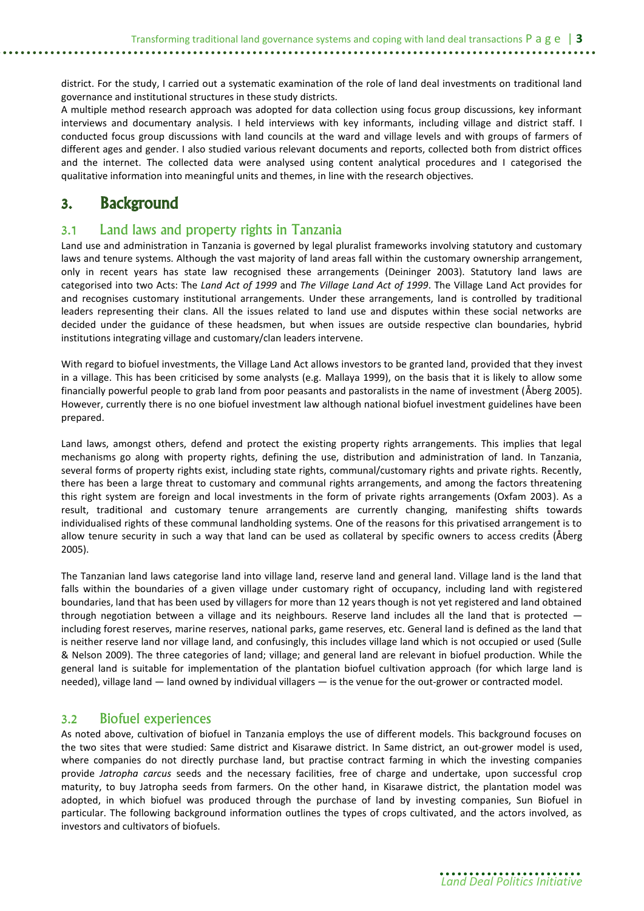district. For the study, I carried out a systematic examination of the role of land deal investments on traditional land governance and institutional structures in these study districts.

A multiple method research approach was adopted for data collection using focus group discussions, key informant interviews and documentary analysis. I held interviews with key informants, including village and district staff. I conducted focus group discussions with land councils at the ward and village levels and with groups of farmers of different ages and gender. I also studied various relevant documents and reports, collected both from district offices and the internet. The collected data were analysed using content analytical procedures and I categorised the qualitative information into meaningful units and themes, in line with the research objectives.

# 3. Background

## 3.1 Land laws and property rights in Tanzania

Land use and administration in Tanzania is governed by legal pluralist frameworks involving statutory and customary laws and tenure systems. Although the vast majority of land areas fall within the customary ownership arrangement, only in recent years has state law recognised these arrangements (Deininger 2003). Statutory land laws are categorised into two Acts: The *Land Act of 1999* and *The Village Land Act of 1999*. The Village Land Act provides for and recognises customary institutional arrangements. Under these arrangements, land is controlled by traditional leaders representing their clans. All the issues related to land use and disputes within these social networks are decided under the guidance of these headsmen, but when issues are outside respective clan boundaries, hybrid institutions integrating village and customary/clan leaders intervene.

With regard to biofuel investments, the Village Land Act allows investors to be granted land, provided that they invest in a village. This has been criticised by some analysts (e.g. Mallaya 1999), on the basis that it is likely to allow some financially powerful people to grab land from poor peasants and pastoralists in the name of investment (Åberg 2005). However, currently there is no one biofuel investment law although national biofuel investment guidelines have been prepared.

Land laws, amongst others, defend and protect the existing property rights arrangements. This implies that legal mechanisms go along with property rights, defining the use, distribution and administration of land. In Tanzania, several forms of property rights exist, including state rights, communal/customary rights and private rights. Recently, there has been a large threat to customary and communal rights arrangements, and among the factors threatening this right system are foreign and local investments in the form of private rights arrangements (Oxfam 2003). As a result, traditional and customary tenure arrangements are currently changing, manifesting shifts towards individualised rights of these communal landholding systems. One of the reasons for this privatised arrangement is to allow tenure security in such a way that land can be used as collateral by specific owners to access credits (Åberg 2005).

The Tanzanian land laws categorise land into village land, reserve land and general land. Village land is the land that falls within the boundaries of a given village under customary right of occupancy, including land with registered boundaries, land that has been used by villagers for more than 12 years though is not yet registered and land obtained through negotiation between a village and its neighbours. Reserve land includes all the land that is protected — including forest reserves, marine reserves, national parks, game reserves, etc. General land is defined as the land that is neither reserve land nor village land, and confusingly, this includes village land which is not occupied or used (Sulle & Nelson 2009). The three categories of land; village; and general land are relevant in biofuel production. While the general land is suitable for implementation of the plantation biofuel cultivation approach (for which large land is needed), village land — land owned by individual villagers — is the venue for the out-grower or contracted model.

## 3.2 Biofuel experiences

As noted above, cultivation of biofuel in Tanzania employs the use of different models. This background focuses on the two sites that were studied: Same district and Kisarawe district. In Same district, an out-grower model is used, where companies do not directly purchase land, but practise contract farming in which the investing companies provide *Jatropha carcus* seeds and the necessary facilities, free of charge and undertake, upon successful crop maturity, to buy Jatropha seeds from farmers. On the other hand, in Kisarawe district, the plantation model was adopted, in which biofuel was produced through the purchase of land by investing companies, Sun Biofuel in particular. The following background information outlines the types of crops cultivated, and the actors involved, as investors and cultivators of biofuels.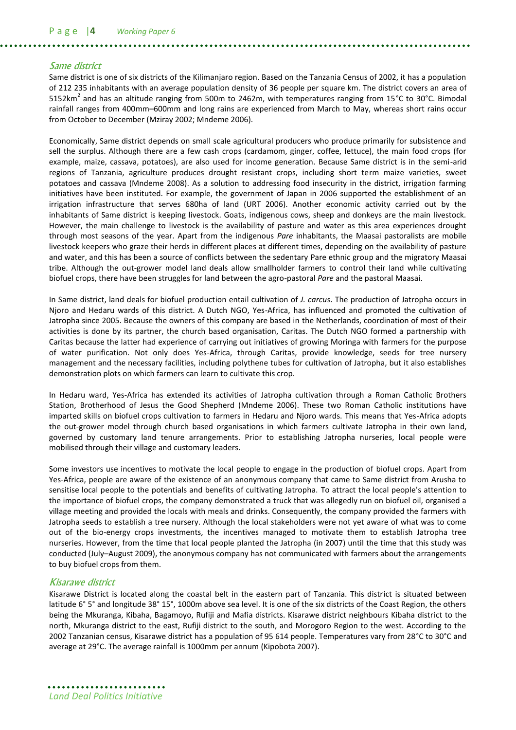### *Same district*

Same district is one of six districts of the Kilimanjaro region. Based on the Tanzania Census of 2002, it has a population of 212 235 inhabitants with an average population density of 36 people per square km. The district covers an area of 5152km$^2$ and has an altitude ranging from 500m to 2462m, with temperatures ranging from 15°C to 30°C. Bimodal rainfall ranges from 400mm–600mm and long rains are experienced from March to May, whereas short rains occur from October to December (Mziray 2002; Mndeme 2006).

Economically, Same district depends on small scale agricultural producers who produce primarily for subsistence and sell the surplus. Although there are a few cash crops (cardamom, ginger, coffee, lettuce), the main food crops (for example, maize, cassava, potatoes), are also used for income generation. Because Same district is in the semi-arid regions of Tanzania, agriculture produces drought resistant crops, including short term maize varieties, sweet potatoes and cassava (Mndeme 2008). As a solution to addressing food insecurity in the district, irrigation farming initiatives have been instituted. For example, the government of Japan in 2006 supported the establishment of an irrigation infrastructure that serves 680ha of land (URT 2006). Another economic activity carried out by the inhabitants of Same district is keeping livestock. Goats, indigenous cows, sheep and donkeys are the main livestock. However, the main challenge to livestock is the availability of pasture and water as this area experiences drought through most seasons of the year. Apart from the indigenous *Pare* inhabitants, the Maasai pastoralists are mobile livestock keepers who graze their herds in different places at different times, depending on the availability of pasture and water, and this has been a source of conflicts between the sedentary Pare ethnic group and the migratory Maasai tribe. Although the out-grower model land deals allow smallholder farmers to control their land while cultivating biofuel crops, there have been struggles for land between the agro-pastoral *Pare* and the pastoral Maasai.

In Same district, land deals for biofuel production entail cultivation of *J. carcus*. The production of Jatropha occurs in Njoro and Hedaru wards of this district. A Dutch NGO, Yes-Africa, has influenced and promoted the cultivation of Jatropha since 2005. Because the owners of this company are based in the Netherlands, coordination of most of their activities is done by its partner, the church based organisation, Caritas. The Dutch NGO formed a partnership with Caritas because the latter had experience of carrying out initiatives of growing Moringa with farmers for the purpose of water purification. Not only does Yes-Africa, through Caritas, provide knowledge, seeds for tree nursery management and the necessary facilities, including polythene tubes for cultivation of Jatropha, but it also establishes demonstration plots on which farmers can learn to cultivate this crop.

In Hedaru ward, Yes-Africa has extended its activities of Jatropha cultivation through a Roman Catholic Brothers Station, Brotherhood of Jesus the Good Shepherd (Mndeme 2006). These two Roman Catholic institutions have imparted skills on biofuel crops cultivation to farmers in Hedaru and Njoro wards. This means that Yes-Africa adopts the out-grower model through church based organisations in which farmers cultivate Jatropha in their own land, governed by customary land tenure arrangements. Prior to establishing Jatropha nurseries, local people were mobilised through their village and customary leaders.

Some investors use incentives to motivate the local people to engage in the production of biofuel crops. Apart from Yes-Africa, people are aware of the existence of an anonymous company that came to Same district from Arusha to sensitise local people to the potentials and benefits of cultivating Jatropha. To attract the local people's attention to the importance of biofuel crops, the company demonstrated a truck that was allegedly run on biofuel oil, organised a village meeting and provided the locals with meals and drinks. Consequently, the company provided the farmers with Jatropha seeds to establish a tree nursery. Although the local stakeholders were not yet aware of what was to come out of the bio-energy crops investments, the incentives managed to motivate them to establish Jatropha tree nurseries. However, from the time that local people planted the Jatropha (in 2007) until the time that this study was conducted (July–August 2009), the anonymous company has not communicated with farmers about the arrangements to buy biofuel crops from them.

### *Kisarawe district*

Kisarawe District is located along the coastal belt in the eastern part of Tanzania. This district is situated between latitude 6° 5° and longitude 38° 15°, 1000m above sea level. It is one of the six districts of the Coast Region, the others being the Mkuranga, Kibaha, Bagamoyo, Rufiji and Mafia districts. Kisarawe district neighbours Kibaha district to the north, Mkuranga district to the east, Rufiji district to the south, and Morogoro Region to the west. According to the 2002 Tanzanian census, Kisarawe district has a population of 95 614 people. Temperatures vary from 28°C to 30°C and average at 29°C. The average rainfall is 1000mm per annum (Kipobota 2007).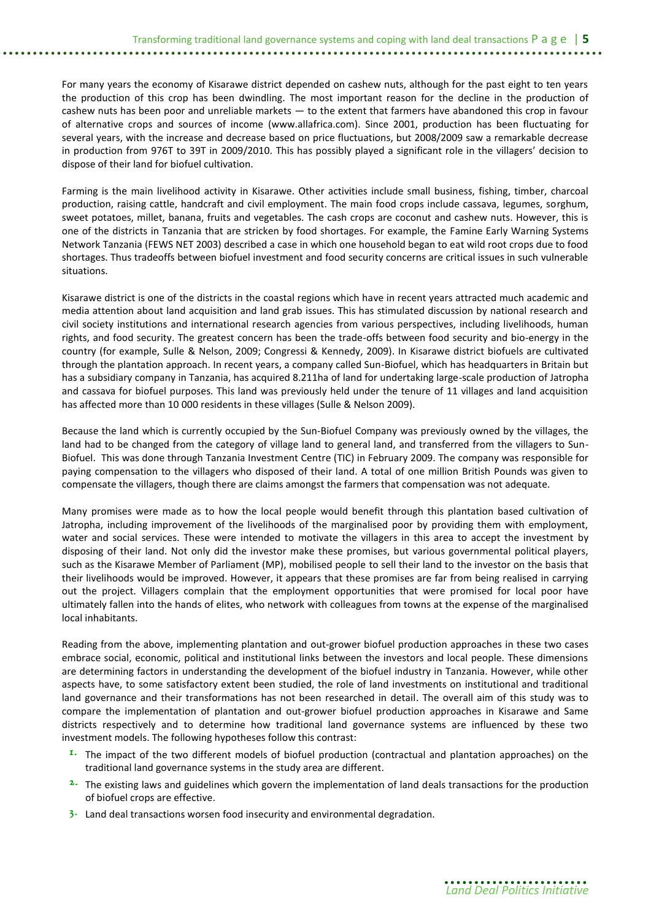For many years the economy of Kisarawe district depended on cashew nuts, although for the past eight to ten years the production of this crop has been dwindling. The most important reason for the decline in the production of cashew nuts has been poor and unreliable markets — to the extent that farmers have abandoned this crop in favour of alternative crops and sources of income (www.allafrica.com). Since 2001, production has been fluctuating for several years, with the increase and decrease based on price fluctuations, but 2008/2009 saw a remarkable decrease in production from 976T to 39T in 2009/2010. This has possibly played a significant role in the villagers' decision to dispose of their land for biofuel cultivation.

Farming is the main livelihood activity in Kisarawe. Other activities include small business, fishing, timber, charcoal production, raising cattle, handcraft and civil employment. The main food crops include cassava, legumes, sorghum, sweet potatoes, millet, banana, fruits and vegetables. The cash crops are coconut and cashew nuts. However, this is one of the districts in Tanzania that are stricken by food shortages. For example, the Famine Early Warning Systems Network Tanzania (FEWS NET 2003) described a case in which one household began to eat wild root crops due to food shortages. Thus tradeoffs between biofuel investment and food security concerns are critical issues in such vulnerable situations.

Kisarawe district is one of the districts in the coastal regions which have in recent years attracted much academic and media attention about land acquisition and land grab issues. This has stimulated discussion by national research and civil society institutions and international research agencies from various perspectives, including livelihoods, human rights, and food security. The greatest concern has been the trade-offs between food security and bio-energy in the country (for example, Sulle & Nelson, 2009; Congressi & Kennedy, 2009). In Kisarawe district biofuels are cultivated through the plantation approach. In recent years, a company called Sun-Biofuel, which has headquarters in Britain but has a subsidiary company in Tanzania, has acquired 8.211ha of land for undertaking large-scale production of Jatropha and cassava for biofuel purposes. This land was previously held under the tenure of 11 villages and land acquisition has affected more than 10 000 residents in these villages (Sulle & Nelson 2009).

Because the land which is currently occupied by the Sun-Biofuel Company was previously owned by the villages, the land had to be changed from the category of village land to general land, and transferred from the villagers to Sun-Biofuel. This was done through Tanzania Investment Centre (TIC) in February 2009. The company was responsible for paying compensation to the villagers who disposed of their land. A total of one million British Pounds was given to compensate the villagers, though there are claims amongst the farmers that compensation was not adequate.

Many promises were made as to how the local people would benefit through this plantation based cultivation of Jatropha, including improvement of the livelihoods of the marginalised poor by providing them with employment, water and social services. These were intended to motivate the villagers in this area to accept the investment by disposing of their land. Not only did the investor make these promises, but various governmental political players, such as the Kisarawe Member of Parliament (MP), mobilised people to sell their land to the investor on the basis that their livelihoods would be improved. However, it appears that these promises are far from being realised in carrying out the project. Villagers complain that the employment opportunities that were promised for local poor have ultimately fallen into the hands of elites, who network with colleagues from towns at the expense of the marginalised local inhabitants.

Reading from the above, implementing plantation and out-grower biofuel production approaches in these two cases embrace social, economic, political and institutional links between the investors and local people. These dimensions are determining factors in understanding the development of the biofuel industry in Tanzania. However, while other aspects have, to some satisfactory extent been studied, the role of land investments on institutional and traditional land governance and their transformations has not been researched in detail. The overall aim of this study was to compare the implementation of plantation and out-grower biofuel production approaches in Kisarawe and Same districts respectively and to determine how traditional land governance systems are influenced by these two investment models. The following hypotheses follow this contrast:

1. The impact of the two different models of biofuel production (contractual and plantation approaches) on the traditional land governance systems in the study area are different.
2. The existing laws and guidelines which govern the implementation of land deals transactions for the production of biofuel crops are effective.
3. Land deal transactions worsen food insecurity and environmental degradation.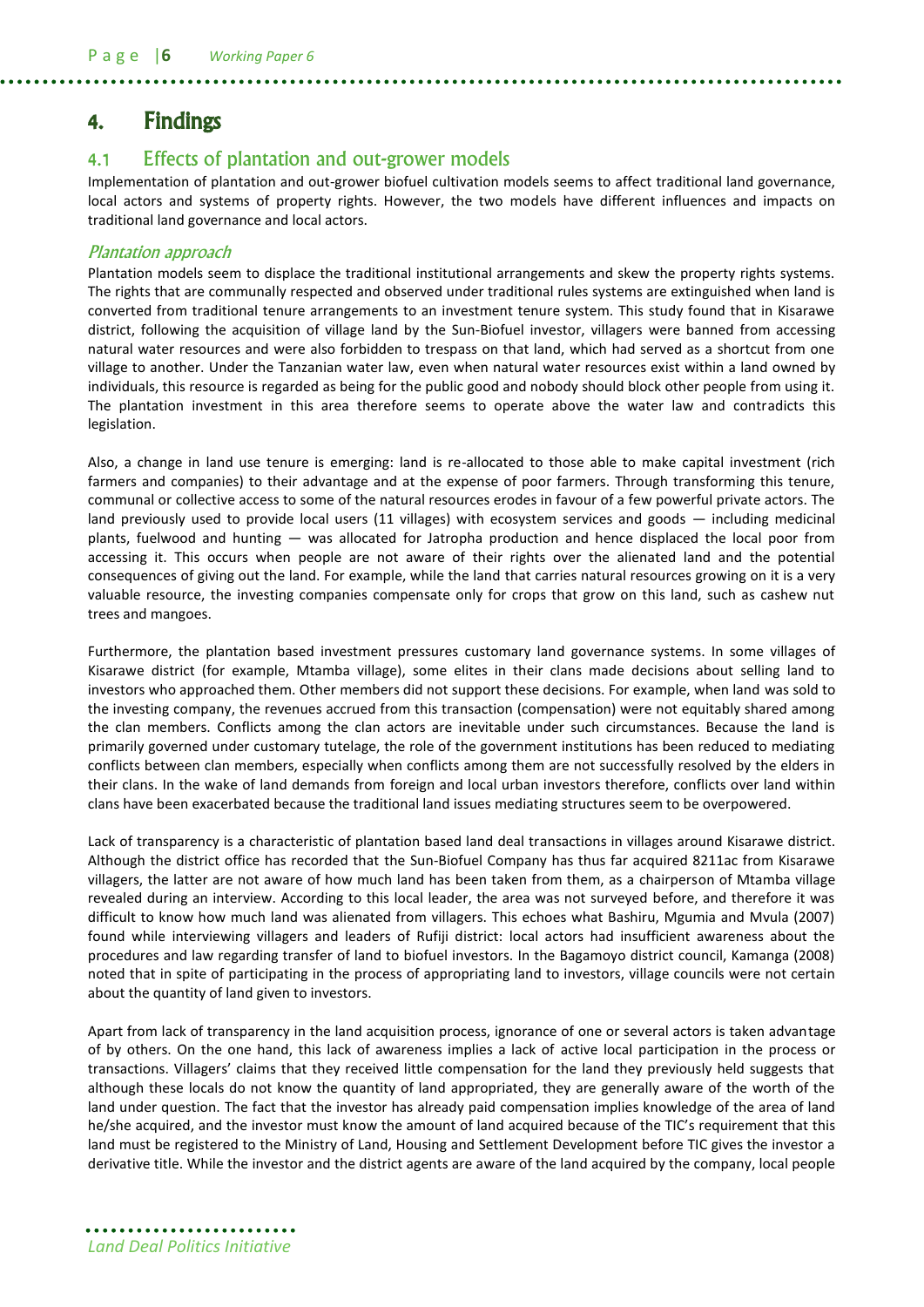# 4. Findings

## 4.1 Effects of plantation and out-grower models

Implementation of plantation and out-grower biofuel cultivation models seems to affect traditional land governance, local actors and systems of property rights. However, the two models have different influences and impacts on traditional land governance and local actors.

### *Plantation approach*

Plantation models seem to displace the traditional institutional arrangements and skew the property rights systems. The rights that are communally respected and observed under traditional rules systems are extinguished when land is converted from traditional tenure arrangements to an investment tenure system. This study found that in Kisarawe district, following the acquisition of village land by the Sun-Biofuel investor, villagers were banned from accessing natural water resources and were also forbidden to trespass on that land, which had served as a shortcut from one village to another. Under the Tanzanian water law, even when natural water resources exist within a land owned by individuals, this resource is regarded as being for the public good and nobody should block other people from using it. The plantation investment in this area therefore seems to operate above the water law and contradicts this legislation.

Also, a change in land use tenure is emerging: land is re-allocated to those able to make capital investment (rich farmers and companies) to their advantage and at the expense of poor farmers. Through transforming this tenure, communal or collective access to some of the natural resources erodes in favour of a few powerful private actors. The land previously used to provide local users (11 villages) with ecosystem services and goods — including medicinal plants, fuelwood and hunting — was allocated for Jatropha production and hence displaced the local poor from accessing it. This occurs when people are not aware of their rights over the alienated land and the potential consequences of giving out the land. For example, while the land that carries natural resources growing on it is a very valuable resource, the investing companies compensate only for crops that grow on this land, such as cashew nut trees and mangoes.

Furthermore, the plantation based investment pressures customary land governance systems. In some villages of Kisarawe district (for example, Mtamba village), some elites in their clans made decisions about selling land to investors who approached them. Other members did not support these decisions. For example, when land was sold to the investing company, the revenues accrued from this transaction (compensation) were not equitably shared among the clan members. Conflicts among the clan actors are inevitable under such circumstances. Because the land is primarily governed under customary tutelage, the role of the government institutions has been reduced to mediating conflicts between clan members, especially when conflicts among them are not successfully resolved by the elders in their clans. In the wake of land demands from foreign and local urban investors therefore, conflicts over land within clans have been exacerbated because the traditional land issues mediating structures seem to be overpowered.

Lack of transparency is a characteristic of plantation based land deal transactions in villages around Kisarawe district. Although the district office has recorded that the Sun-Biofuel Company has thus far acquired 8211ac from Kisarawe villagers, the latter are not aware of how much land has been taken from them, as a chairperson of Mtamba village revealed during an interview. According to this local leader, the area was not surveyed before, and therefore it was difficult to know how much land was alienated from villagers. This echoes what Bashiru, Mgumia and Mvula (2007) found while interviewing villagers and leaders of Rufiji district: local actors had insufficient awareness about the procedures and law regarding transfer of land to biofuel investors. In the Bagamoyo district council, Kamanga (2008) noted that in spite of participating in the process of appropriating land to investors, village councils were not certain about the quantity of land given to investors.

Apart from lack of transparency in the land acquisition process, ignorance of one or several actors is taken advantage of by others. On the one hand, this lack of awareness implies a lack of active local participation in the process or transactions. Villagers' claims that they received little compensation for the land they previously held suggests that although these locals do not know the quantity of land appropriated, they are generally aware of the worth of the land under question. The fact that the investor has already paid compensation implies knowledge of the area of land he/she acquired, and the investor must know the amount of land acquired because of the TIC's requirement that this land must be registered to the Ministry of Land, Housing and Settlement Development before TIC gives the investor a derivative title. While the investor and the district agents are aware of the land acquired by the company, local people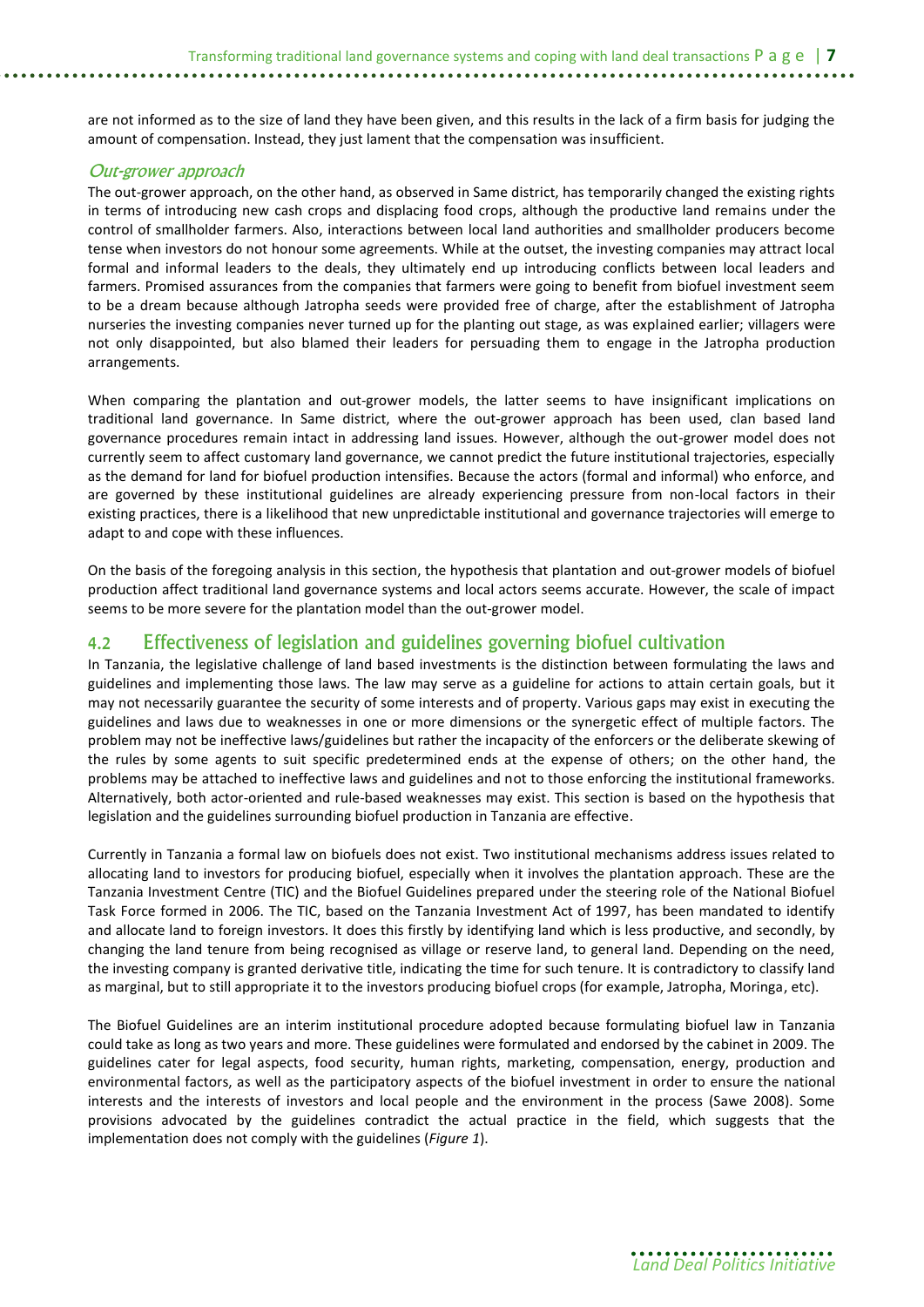are not informed as to the size of land they have been given, and this results in the lack of a firm basis for judging the amount of compensation. Instead, they just lament that the compensation was insufficient.

### *Out-grower approach*

The out-grower approach, on the other hand, as observed in Same district, has temporarily changed the existing rights in terms of introducing new cash crops and displacing food crops, although the productive land remains under the control of smallholder farmers. Also, interactions between local land authorities and smallholder producers become tense when investors do not honour some agreements. While at the outset, the investing companies may attract local formal and informal leaders to the deals, they ultimately end up introducing conflicts between local leaders and farmers. Promised assurances from the companies that farmers were going to benefit from biofuel investment seem to be a dream because although Jatropha seeds were provided free of charge, after the establishment of Jatropha nurseries the investing companies never turned up for the planting out stage, as was explained earlier; villagers were not only disappointed, but also blamed their leaders for persuading them to engage in the Jatropha production arrangements.

When comparing the plantation and out-grower models, the latter seems to have insignificant implications on traditional land governance. In Same district, where the out-grower approach has been used, clan based land governance procedures remain intact in addressing land issues. However, although the out-grower model does not currently seem to affect customary land governance, we cannot predict the future institutional trajectories, especially as the demand for land for biofuel production intensifies. Because the actors (formal and informal) who enforce, and are governed by these institutional guidelines are already experiencing pressure from non-local factors in their existing practices, there is a likelihood that new unpredictable institutional and governance trajectories will emerge to adapt to and cope with these influences.

On the basis of the foregoing analysis in this section, the hypothesis that plantation and out-grower models of biofuel production affect traditional land governance systems and local actors seems accurate. However, the scale of impact seems to be more severe for the plantation model than the out-grower model.

## 4.2 Effectiveness of legislation and guidelines governing biofuel cultivation

In Tanzania, the legislative challenge of land based investments is the distinction between formulating the laws and guidelines and implementing those laws. The law may serve as a guideline for actions to attain certain goals, but it may not necessarily guarantee the security of some interests and of property. Various gaps may exist in executing the guidelines and laws due to weaknesses in one or more dimensions or the synergetic effect of multiple factors. The problem may not be ineffective laws/guidelines but rather the incapacity of the enforcers or the deliberate skewing of the rules by some agents to suit specific predetermined ends at the expense of others; on the other hand, the problems may be attached to ineffective laws and guidelines and not to those enforcing the institutional frameworks. Alternatively, both actor-oriented and rule-based weaknesses may exist. This section is based on the hypothesis that legislation and the guidelines surrounding biofuel production in Tanzania are effective.

Currently in Tanzania a formal law on biofuels does not exist. Two institutional mechanisms address issues related to allocating land to investors for producing biofuel, especially when it involves the plantation approach. These are the Tanzania Investment Centre (TIC) and the Biofuel Guidelines prepared under the steering role of the National Biofuel Task Force formed in 2006. The TIC, based on the Tanzania Investment Act of 1997, has been mandated to identify and allocate land to foreign investors. It does this firstly by identifying land which is less productive, and secondly, by changing the land tenure from being recognised as village or reserve land, to general land. Depending on the need, the investing company is granted derivative title, indicating the time for such tenure. It is contradictory to classify land as marginal, but to still appropriate it to the investors producing biofuel crops (for example, Jatropha, Moringa, etc).

The Biofuel Guidelines are an interim institutional procedure adopted because formulating biofuel law in Tanzania could take as long as two years and more. These guidelines were formulated and endorsed by the cabinet in 2009. The guidelines cater for legal aspects, food security, human rights, marketing, compensation, energy, production and environmental factors, as well as the participatory aspects of the biofuel investment in order to ensure the national interests and the interests of investors and local people and the environment in the process (Sawe 2008). Some provisions advocated by the guidelines contradict the actual practice in the field, which suggests that the implementation does not comply with the guidelines (*Figure 1*).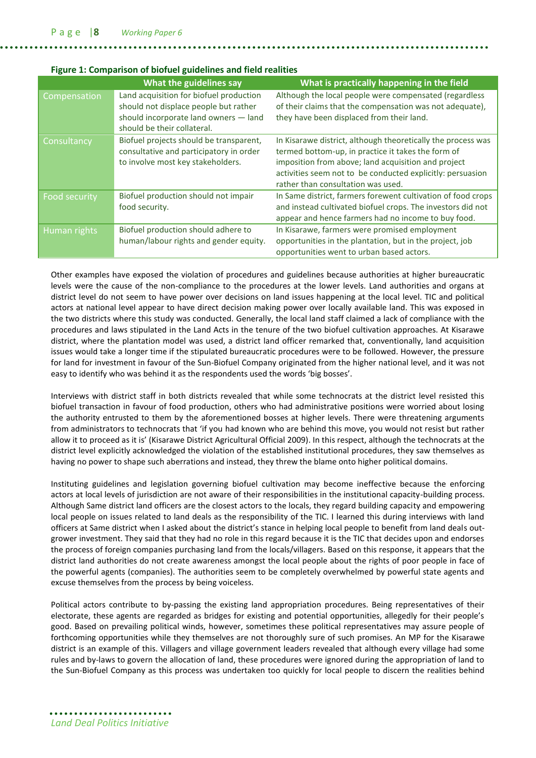**Figure 1: Comparison of biofuel guidelines and field realities**

| | What the guidelines say | What is practically happening in the field |
|---|---|---|
| Compensation | Land acquisition for biofuel production should not displace people but rather should incorporate land owners — land should be their collateral. | Although the local people were compensated (regardless of their claims that the compensation was not adequate), they have been displaced from their land. |
| Consultancy | Biofuel projects should be transparent, consultative and participatory in order to involve most key stakeholders. | In Kisarawe district, although theoretically the process was termed bottom-up, in practice it takes the form of imposition from above; land acquisition and project activities seem not to be conducted explicitly: persuasion rather than consultation was used. |
| Food security | Biofuel production should not impair food security. | In Same district, farmers forewent cultivation of food crops and instead cultivated biofuel crops. The investors did not appear and hence farmers had no income to buy food. |
| Human rights | Biofuel production should adhere to human/labour rights and gender equity. | In Kisarawe, farmers were promised employment opportunities in the plantation, but in the project, job opportunities went to urban based actors. |

Other examples have exposed the violation of procedures and guidelines because authorities at higher bureaucratic levels were the cause of the non-compliance to the procedures at the lower levels. Land authorities and organs at district level do not seem to have power over decisions on land issues happening at the local level. TIC and political actors at national level appear to have direct decision making power over locally available land. This was exposed in the two districts where this study was conducted. Generally, the local land staff claimed a lack of compliance with the procedures and laws stipulated in the Land Acts in the tenure of the two biofuel cultivation approaches. At Kisarawe district, where the plantation model was used, a district land officer remarked that, conventionally, land acquisition issues would take a longer time if the stipulated bureaucratic procedures were to be followed. However, the pressure for land for investment in favour of the Sun-Biofuel Company originated from the higher national level, and it was not easy to identify who was behind it as the respondents used the words 'big bosses'.

Interviews with district staff in both districts revealed that while some technocrats at the district level resisted this biofuel transaction in favour of food production, others who had administrative positions were worried about losing the authority entrusted to them by the aforementioned bosses at higher levels. There were threatening arguments from administrators to technocrats that 'if you had known who are behind this move, you would not resist but rather allow it to proceed as it is' (Kisarawe District Agricultural Official 2009). In this respect, although the technocrats at the district level explicitly acknowledged the violation of the established institutional procedures, they saw themselves as having no power to shape such aberrations and instead, they threw the blame onto higher political domains.

Instituting guidelines and legislation governing biofuel cultivation may become ineffective because the enforcing actors at local levels of jurisdiction are not aware of their responsibilities in the institutional capacity-building process. Although Same district land officers are the closest actors to the locals, they regard building capacity and empowering local people on issues related to land deals as the responsibility of the TIC. I learned this during interviews with land officers at Same district when I asked about the district's stance in helping local people to benefit from land deals out-grower investment. They said that they had no role in this regard because it is the TIC that decides upon and endorses the process of foreign companies purchasing land from the locals/villagers. Based on this response, it appears that the district land authorities do not create awareness amongst the local people about the rights of poor people in face of the powerful agents (companies). The authorities seem to be completely overwhelmed by powerful state agents and excuse themselves from the process by being voiceless.

Political actors contribute to by-passing the existing land appropriation procedures. Being representatives of their electorate, these agents are regarded as bridges for existing and potential opportunities, allegedly for their people's good. Based on prevailing political winds, however, sometimes these political representatives may assure people of forthcoming opportunities while they themselves are not thoroughly sure of such promises. An MP for the Kisarawe district is an example of this. Villagers and village government leaders revealed that although every village had some rules and by-laws to govern the allocation of land, these procedures were ignored during the appropriation of land to the Sun-Biofuel Company as this process was undertaken too quickly for local people to discern the realities behind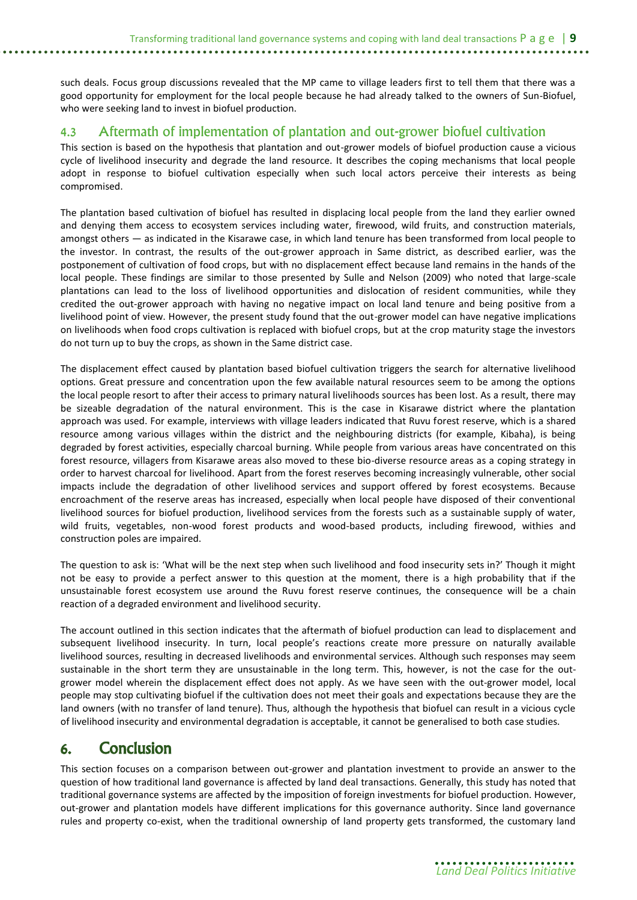such deals. Focus group discussions revealed that the MP came to village leaders first to tell them that there was a good opportunity for employment for the local people because he had already talked to the owners of Sun-Biofuel, who were seeking land to invest in biofuel production.

## 4.3 Aftermath of implementation of plantation and out-grower biofuel cultivation

This section is based on the hypothesis that plantation and out-grower models of biofuel production cause a vicious cycle of livelihood insecurity and degrade the land resource. It describes the coping mechanisms that local people adopt in response to biofuel cultivation especially when such local actors perceive their interests as being compromised.

The plantation based cultivation of biofuel has resulted in displacing local people from the land they earlier owned and denying them access to ecosystem services including water, firewood, wild fruits, and construction materials, amongst others — as indicated in the Kisarawe case, in which land tenure has been transformed from local people to the investor. In contrast, the results of the out-grower approach in Same district, as described earlier, was the postponement of cultivation of food crops, but with no displacement effect because land remains in the hands of the local people. These findings are similar to those presented by Sulle and Nelson (2009) who noted that large-scale plantations can lead to the loss of livelihood opportunities and dislocation of resident communities, while they credited the out-grower approach with having no negative impact on local land tenure and being positive from a livelihood point of view. However, the present study found that the out-grower model can have negative implications on livelihoods when food crops cultivation is replaced with biofuel crops, but at the crop maturity stage the investors do not turn up to buy the crops, as shown in the Same district case.

The displacement effect caused by plantation based biofuel cultivation triggers the search for alternative livelihood options. Great pressure and concentration upon the few available natural resources seem to be among the options the local people resort to after their access to primary natural livelihoods sources has been lost. As a result, there may be sizeable degradation of the natural environment. This is the case in Kisarawe district where the plantation approach was used. For example, interviews with village leaders indicated that Ruvu forest reserve, which is a shared resource among various villages within the district and the neighbouring districts (for example, Kibaha), is being degraded by forest activities, especially charcoal burning. While people from various areas have concentrated on this forest resource, villagers from Kisarawe areas also moved to these bio-diverse resource areas as a coping strategy in order to harvest charcoal for livelihood. Apart from the forest reserves becoming increasingly vulnerable, other social impacts include the degradation of other livelihood services and support offered by forest ecosystems. Because encroachment of the reserve areas has increased, especially when local people have disposed of their conventional livelihood sources for biofuel production, livelihood services from the forests such as a sustainable supply of water, wild fruits, vegetables, non-wood forest products and wood-based products, including firewood, withies and construction poles are impaired.

The question to ask is: 'What will be the next step when such livelihood and food insecurity sets in?' Though it might not be easy to provide a perfect answer to this question at the moment, there is a high probability that if the unsustainable forest ecosystem use around the Ruvu forest reserve continues, the consequence will be a chain reaction of a degraded environment and livelihood security.

The account outlined in this section indicates that the aftermath of biofuel production can lead to displacement and subsequent livelihood insecurity. In turn, local people's reactions create more pressure on naturally available livelihood sources, resulting in decreased livelihoods and environmental services. Although such responses may seem sustainable in the short term they are unsustainable in the long term. This, however, is not the case for the out-grower model wherein the displacement effect does not apply. As we have seen with the out-grower model, local people may stop cultivating biofuel if the cultivation does not meet their goals and expectations because they are the land owners (with no transfer of land tenure). Thus, although the hypothesis that biofuel can result in a vicious cycle of livelihood insecurity and environmental degradation is acceptable, it cannot be generalised to both case studies.

# 6. Conclusion

This section focuses on a comparison between out-grower and plantation investment to provide an answer to the question of how traditional land governance is affected by land deal transactions. Generally, this study has noted that traditional governance systems are affected by the imposition of foreign investments for biofuel production. However, out-grower and plantation models have different implications for this governance authority. Since land governance rules and property co-exist, when the traditional ownership of land property gets transformed, the customary land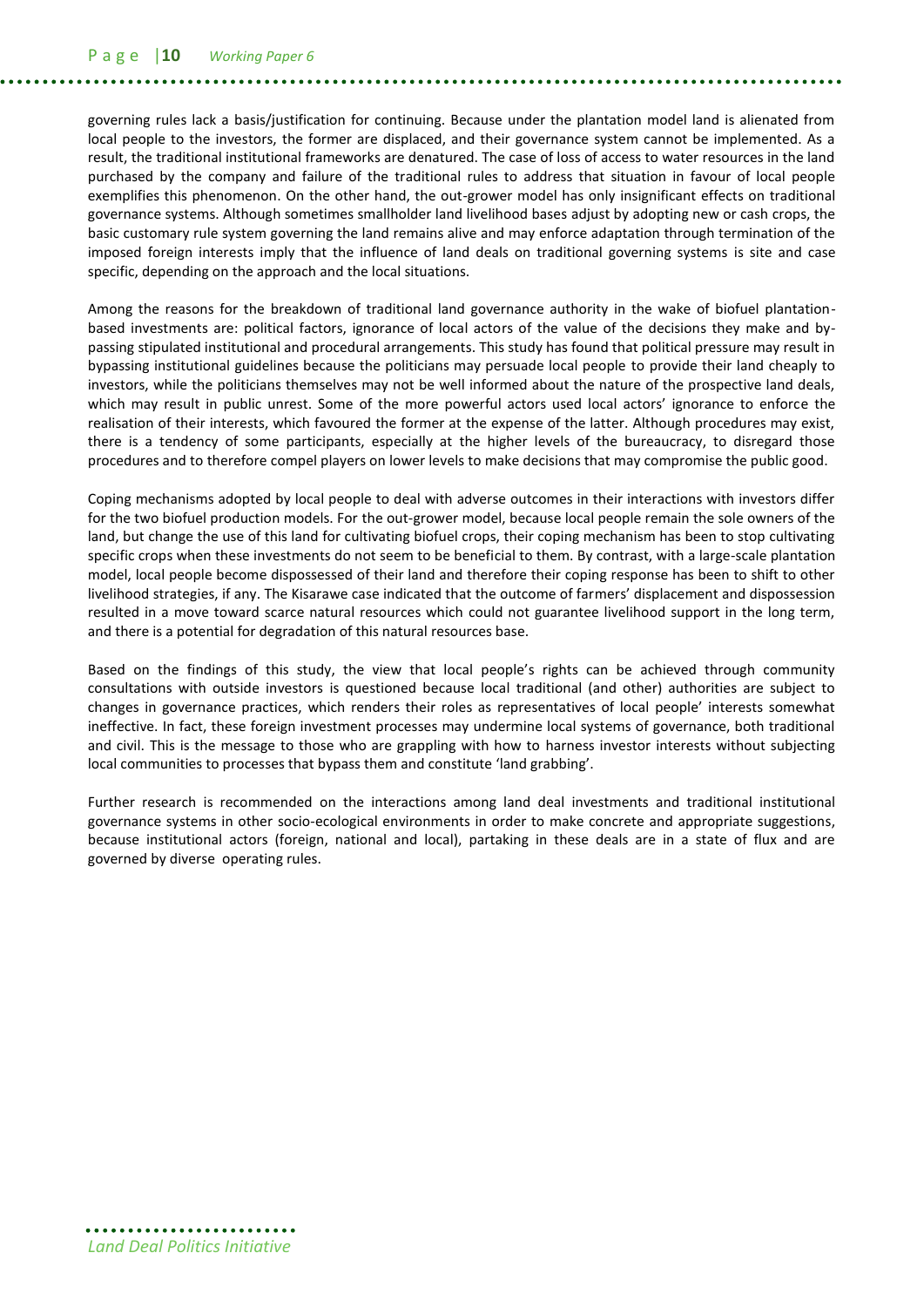governing rules lack a basis/justification for continuing. Because under the plantation model land is alienated from local people to the investors, the former are displaced, and their governance system cannot be implemented. As a result, the traditional institutional frameworks are denatured. The case of loss of access to water resources in the land purchased by the company and failure of the traditional rules to address that situation in favour of local people exemplifies this phenomenon. On the other hand, the out-grower model has only insignificant effects on traditional governance systems. Although sometimes smallholder land livelihood bases adjust by adopting new or cash crops, the basic customary rule system governing the land remains alive and may enforce adaptation through termination of the imposed foreign interests imply that the influence of land deals on traditional governing systems is site and case specific, depending on the approach and the local situations.

Among the reasons for the breakdown of traditional land governance authority in the wake of biofuel plantation-based investments are: political factors, ignorance of local actors of the value of the decisions they make and by-passing stipulated institutional and procedural arrangements. This study has found that political pressure may result in bypassing institutional guidelines because the politicians may persuade local people to provide their land cheaply to investors, while the politicians themselves may not be well informed about the nature of the prospective land deals, which may result in public unrest. Some of the more powerful actors used local actors' ignorance to enforce the realisation of their interests, which favoured the former at the expense of the latter. Although procedures may exist, there is a tendency of some participants, especially at the higher levels of the bureaucracy, to disregard those procedures and to therefore compel players on lower levels to make decisions that may compromise the public good.

Coping mechanisms adopted by local people to deal with adverse outcomes in their interactions with investors differ for the two biofuel production models. For the out-grower model, because local people remain the sole owners of the land, but change the use of this land for cultivating biofuel crops, their coping mechanism has been to stop cultivating specific crops when these investments do not seem to be beneficial to them. By contrast, with a large-scale plantation model, local people become dispossessed of their land and therefore their coping response has been to shift to other livelihood strategies, if any. The Kisarawe case indicated that the outcome of farmers' displacement and dispossession resulted in a move toward scarce natural resources which could not guarantee livelihood support in the long term, and there is a potential for degradation of this natural resources base.

Based on the findings of this study, the view that local people's rights can be achieved through community consultations with outside investors is questioned because local traditional (and other) authorities are subject to changes in governance practices, which renders their roles as representatives of local people' interests somewhat ineffective. In fact, these foreign investment processes may undermine local systems of governance, both traditional and civil. This is the message to those who are grappling with how to harness investor interests without subjecting local communities to processes that bypass them and constitute 'land grabbing'.

Further research is recommended on the interactions among land deal investments and traditional institutional governance systems in other socio-ecological environments in order to make concrete and appropriate suggestions, because institutional actors (foreign, national and local), partaking in these deals are in a state of flux and are governed by diverse operating rules.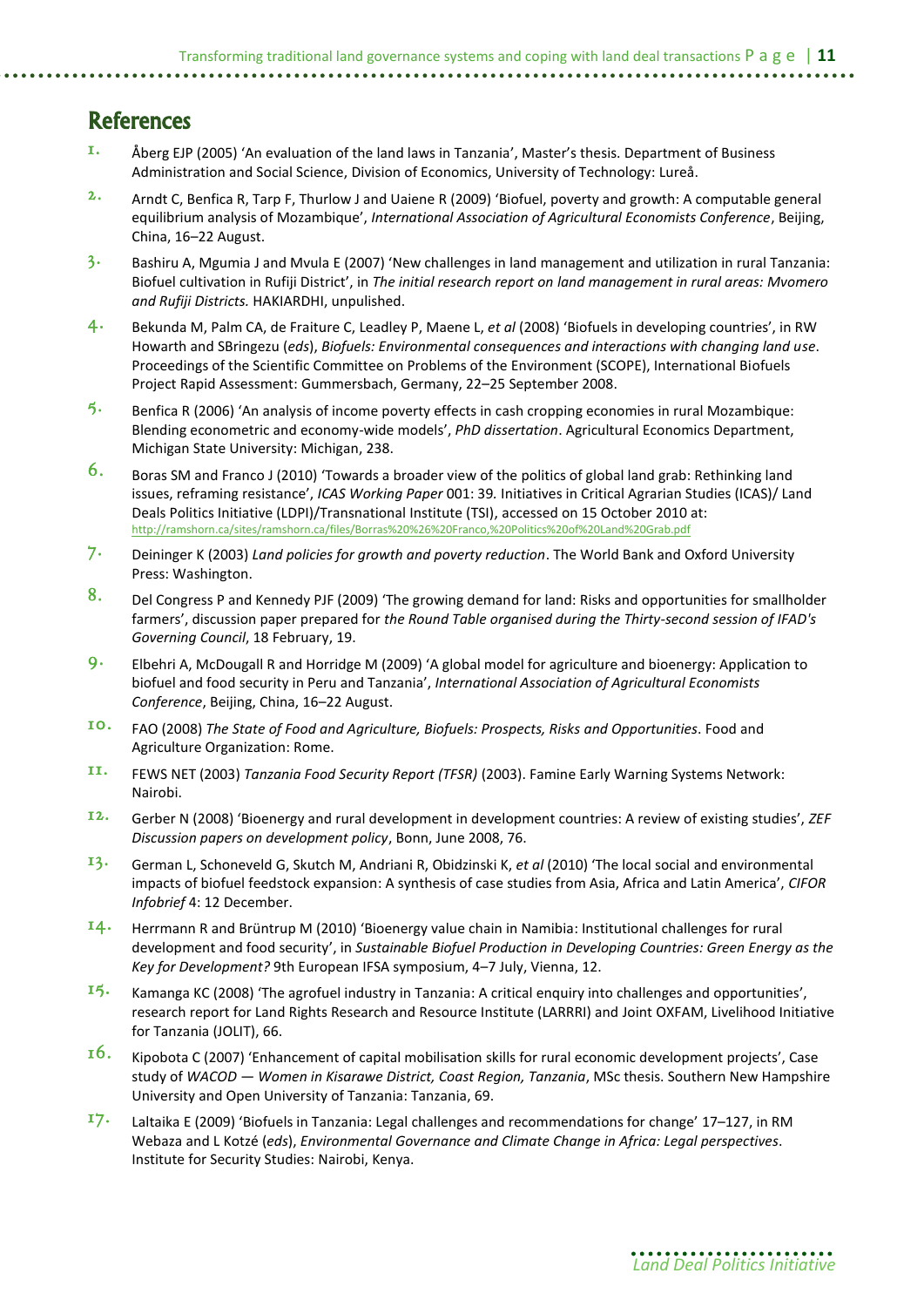## References

1. Åberg EJP (2005) 'An evaluation of the land laws in Tanzania', Master's thesis. Department of Business Administration and Social Science, Division of Economics, University of Technology: Lureå.

2. Arndt C, Benfica R, Tarp F, Thurlow J and Uaiene R (2009) 'Biofuel, poverty and growth: A computable general equilibrium analysis of Mozambique', *International Association of Agricultural Economists Conference*, Beijing, China, 16–22 August.

3. Bashiru A, Mgumia J and Mvula E (2007) 'New challenges in land management and utilization in rural Tanzania: Biofuel cultivation in Rufiji District', in *The initial research report on land management in rural areas: Mvomero and Rufiji Districts.* HAKIARDHI, unpulished.

4. Bekunda M, Palm CA, de Fraiture C, Leadley P, Maene L, *et al* (2008) 'Biofuels in developing countries', in RW Howarth and SBringezu (*eds*), *Biofuels: Environmental consequences and interactions with changing land use*. Proceedings of the Scientific Committee on Problems of the Environment (SCOPE), International Biofuels Project Rapid Assessment: Gummersbach, Germany, 22–25 September 2008.

5. Benfica R (2006) 'An analysis of income poverty effects in cash cropping economies in rural Mozambique: Blending econometric and economy-wide models', *PhD dissertation*. Agricultural Economics Department, Michigan State University: Michigan, 238.

6. Boras SM and Franco J (2010) 'Towards a broader view of the politics of global land grab: Rethinking land issues, reframing resistance', *ICAS Working Paper* 001: 39. Initiatives in Critical Agrarian Studies (ICAS)/ Land Deals Politics Initiative (LDPI)/Transnational Institute (TSI), accessed on 15 October 2010 at: http://ramshorn.ca/sites/ramshorn.ca/files/Borras%20%26%20Franco,%20Politics%20of%20Land%20Grab.pdf

7. Deininger K (2003) *Land policies for growth and poverty reduction*. The World Bank and Oxford University Press: Washington.

8. Del Congress P and Kennedy PJF (2009) 'The growing demand for land: Risks and opportunities for smallholder farmers', discussion paper prepared for *the Round Table organised during the Thirty-second session of IFAD's Governing Council*, 18 February, 19.

9. Elbehri A, McDougall R and Horridge M (2009) 'A global model for agriculture and bioenergy: Application to biofuel and food security in Peru and Tanzania', *International Association of Agricultural Economists Conference*, Beijing, China, 16–22 August.

10. FAO (2008) *The State of Food and Agriculture, Biofuels: Prospects, Risks and Opportunities*. Food and Agriculture Organization: Rome.

11. FEWS NET (2003) *Tanzania Food Security Report (TFSR)* (2003). Famine Early Warning Systems Network: Nairobi.

12. Gerber N (2008) 'Bioenergy and rural development in development countries: A review of existing studies', *ZEF Discussion papers on development policy*, Bonn, June 2008, 76.

13. German L, Schoneveld G, Skutch M, Andriani R, Obidzinski K, *et al* (2010) 'The local social and environmental impacts of biofuel feedstock expansion: A synthesis of case studies from Asia, Africa and Latin America', *CIFOR Infobrief* 4: 12 December.

14. Herrmann R and Brüntrup M (2010) 'Bioenergy value chain in Namibia: Institutional challenges for rural development and food security', in *Sustainable Biofuel Production in Developing Countries: Green Energy as the Key for Development?* 9th European IFSA symposium, 4–7 July, Vienna, 12.

15. Kamanga KC (2008) 'The agrofuel industry in Tanzania: A critical enquiry into challenges and opportunities', research report for Land Rights Research and Resource Institute (LARRRI) and Joint OXFAM, Livelihood Initiative for Tanzania (JOLIT), 66.

16. Kipobota C (2007) 'Enhancement of capital mobilisation skills for rural economic development projects', Case study of *WACOD — Women in Kisarawe District, Coast Region, Tanzania*, MSc thesis. Southern New Hampshire University and Open University of Tanzania: Tanzania, 69.

17. Laltaika E (2009) 'Biofuels in Tanzania: Legal challenges and recommendations for change' 17–127, in RM Webaza and L Kotzé (*eds*), *Environmental Governance and Climate Change in Africa: Legal perspectives*. Institute for Security Studies: Nairobi, Kenya.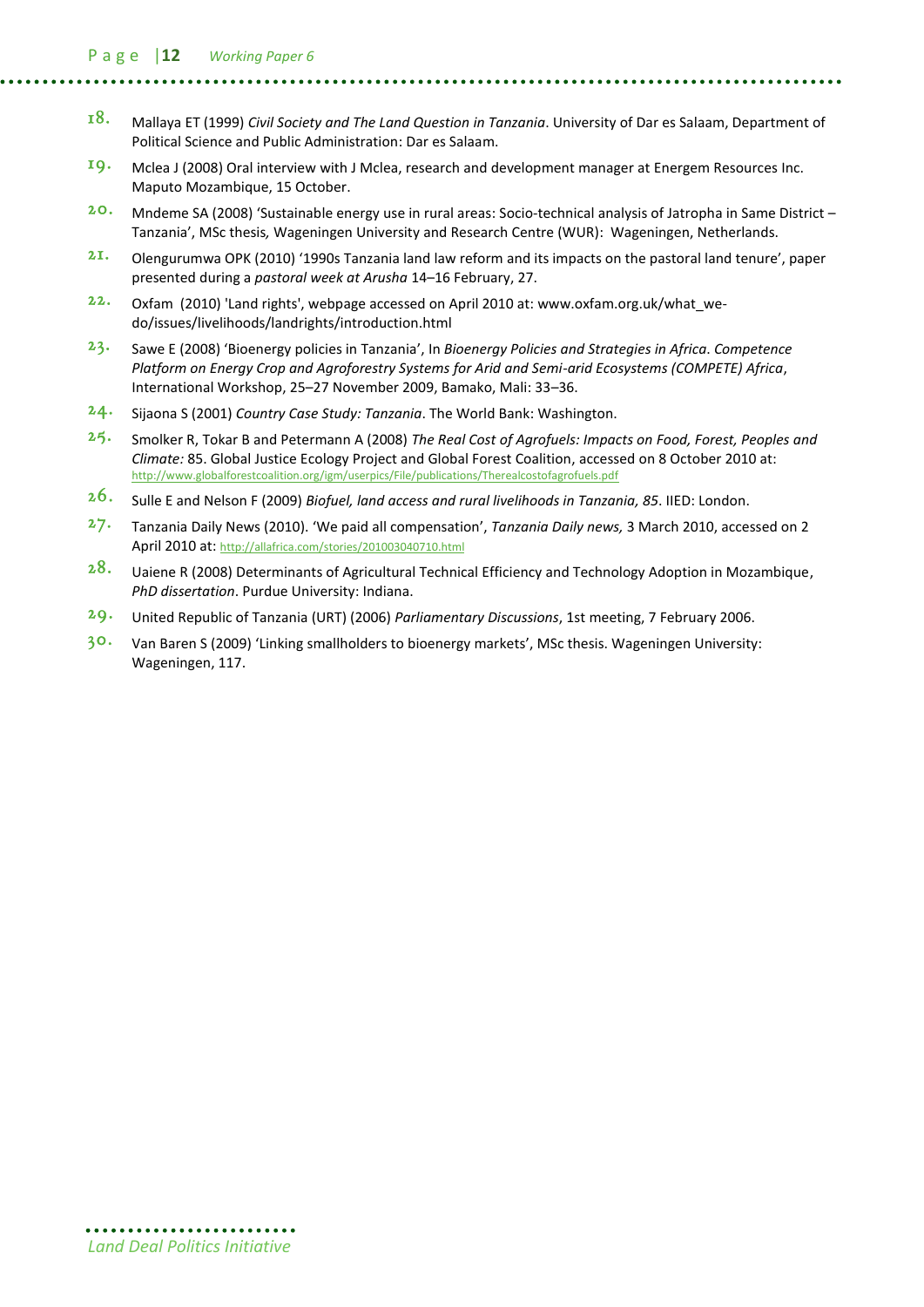18. Mallaya ET (1999) *Civil Society and The Land Question in Tanzania*. University of Dar es Salaam, Department of Political Science and Public Administration: Dar es Salaam.
19. Mclea J (2008) Oral interview with J Mclea, research and development manager at Energem Resources Inc. Maputo Mozambique, 15 October.
20. Mndeme SA (2008) 'Sustainable energy use in rural areas: Socio-technical analysis of Jatropha in Same District – Tanzania', MSc thesis*,* Wageningen University and Research Centre (WUR): Wageningen, Netherlands.
21. Olengurumwa OPK (2010) '1990s Tanzania land law reform and its impacts on the pastoral land tenure', paper presented during a *pastoral week at Arusha* 14–16 February, 27.
22. Oxfam (2010) 'Land rights', webpage accessed on April 2010 at: www.oxfam.org.uk/what_we-do/issues/livelihoods/landrights/introduction.html
23. Sawe E (2008) 'Bioenergy policies in Tanzania', In *Bioenergy Policies and Strategies in Africa. Competence Platform on Energy Crop and Agroforestry Systems for Arid and Semi-arid Ecosystems (COMPETE) Africa*, International Workshop, 25–27 November 2009, Bamako, Mali: 33–36.
24. Sijaona S (2001) *Country Case Study: Tanzania*. The World Bank: Washington.
25. Smolker R, Tokar B and Petermann A (2008) *The Real Cost of Agrofuels: Impacts on Food, Forest, Peoples and Climate:* 85. Global Justice Ecology Project and Global Forest Coalition, accessed on 8 October 2010 at: http://www.globalforestcoalition.org/igm/userpics/File/publications/Therealcostofagrofuels.pdf
26. Sulle E and Nelson F (2009) *Biofuel, land access and rural livelihoods in Tanzania, 85*. IIED: London.
27. Tanzania Daily News (2010). 'We paid all compensation', *Tanzania Daily news,* 3 March 2010, accessed on 2 April 2010 at: http://allafrica.com/stories/201003040710.html
28. Uaiene R (2008) Determinants of Agricultural Technical Efficiency and Technology Adoption in Mozambique, *PhD dissertation*. Purdue University: Indiana.
29. United Republic of Tanzania (URT) (2006) *Parliamentary Discussions*, 1st meeting, 7 February 2006.
30. Van Baren S (2009) 'Linking smallholders to bioenergy markets', MSc thesis. Wageningen University: Wageningen, 117.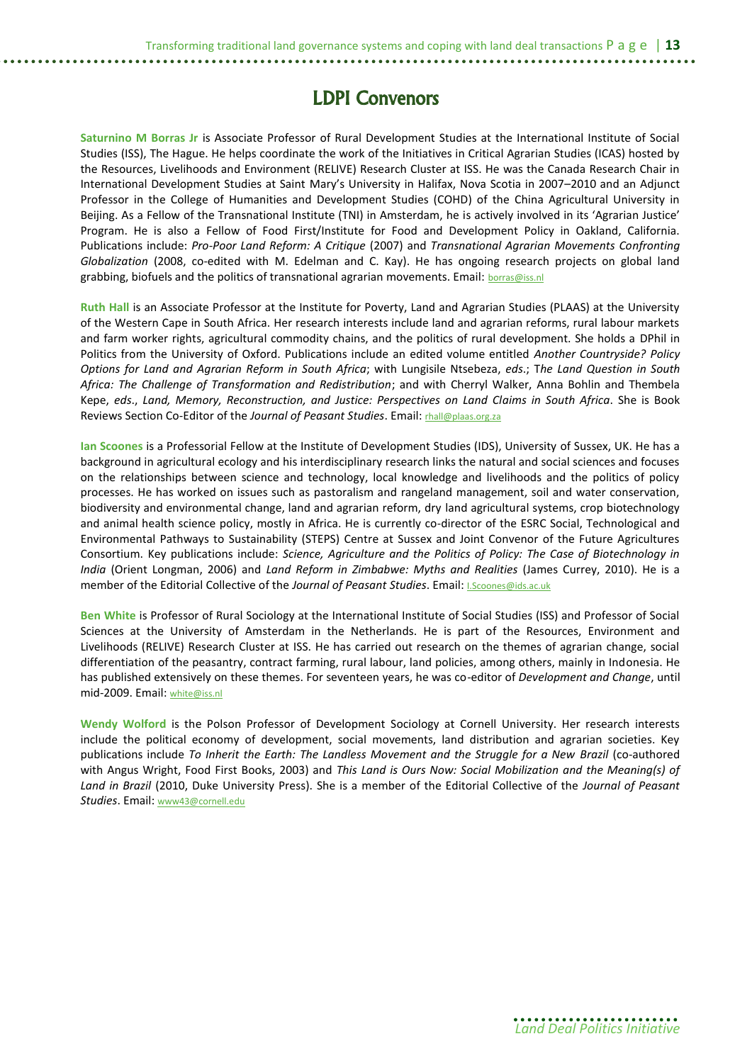# LDPI Convenors

**Saturnino M Borras Jr** is Associate Professor of Rural Development Studies at the International Institute of Social Studies (ISS), The Hague. He helps coordinate the work of the Initiatives in Critical Agrarian Studies (ICAS) hosted by the Resources, Livelihoods and Environment (RELIVE) Research Cluster at ISS. He was the Canada Research Chair in International Development Studies at Saint Mary's University in Halifax, Nova Scotia in 2007–2010 and an Adjunct Professor in the College of Humanities and Development Studies (COHD) of the China Agricultural University in Beijing. As a Fellow of the Transnational Institute (TNI) in Amsterdam, he is actively involved in its 'Agrarian Justice' Program. He is also a Fellow of Food First/Institute for Food and Development Policy in Oakland, California. Publications include: *Pro-Poor Land Reform: A Critique* (2007) and *Transnational Agrarian Movements Confronting Globalization* (2008, co-edited with M. Edelman and C. Kay). He has ongoing research projects on global land grabbing, biofuels and the politics of transnational agrarian movements. Email: borras@iss.nl

**Ruth Hall** is an Associate Professor at the Institute for Poverty, Land and Agrarian Studies (PLAAS) at the University of the Western Cape in South Africa. Her research interests include land and agrarian reforms, rural labour markets and farm worker rights, agricultural commodity chains, and the politics of rural development. She holds a DPhil in Politics from the University of Oxford. Publications include an edited volume entitled *Another Countryside? Policy Options for Land and Agrarian Reform in South Africa*; with Lungisile Ntsebeza, *eds*.; T*he Land Question in South Africa: The Challenge of Transformation and Redistribution*; and with Cherryl Walker, Anna Bohlin and Thembela Kepe, *eds*., *Land, Memory, Reconstruction, and Justice: Perspectives on Land Claims in South Africa*. She is Book Reviews Section Co-Editor of the *Journal of Peasant Studies*. Email: rhall@plaas.org.za

**Ian Scoones** is a Professorial Fellow at the Institute of Development Studies (IDS), University of Sussex, UK. He has a background in agricultural ecology and his interdisciplinary research links the natural and social sciences and focuses on the relationships between science and technology, local knowledge and livelihoods and the politics of policy processes. He has worked on issues such as pastoralism and rangeland management, soil and water conservation, biodiversity and environmental change, land and agrarian reform, dry land agricultural systems, crop biotechnology and animal health science policy, mostly in Africa. He is currently co-director of the ESRC Social, Technological and Environmental Pathways to Sustainability (STEPS) Centre at Sussex and Joint Convenor of the Future Agricultures Consortium. Key publications include: *Science, Agriculture and the Politics of Policy: The Case of Biotechnology in India* (Orient Longman, 2006) and *Land Reform in Zimbabwe: Myths and Realities* (James Currey, 2010). He is a member of the Editorial Collective of the *Journal of Peasant Studies*. Email: I.Scoones@ids.ac.uk

**Ben White** is Professor of Rural Sociology at the International Institute of Social Studies (ISS) and Professor of Social Sciences at the University of Amsterdam in the Netherlands. He is part of the Resources, Environment and Livelihoods (RELIVE) Research Cluster at ISS. He has carried out research on the themes of agrarian change, social differentiation of the peasantry, contract farming, rural labour, land policies, among others, mainly in Indonesia. He has published extensively on these themes. For seventeen years, he was co-editor of *Development and Change*, until mid-2009. Email: white@iss.nl

**Wendy Wolford** is the Polson Professor of Development Sociology at Cornell University. Her research interests include the political economy of development, social movements, land distribution and agrarian societies. Key publications include *To Inherit the Earth: The Landless Movement and the Struggle for a New Brazil* (co-authored with Angus Wright, Food First Books, 2003) and *This Land is Ours Now: Social Mobilization and the Meaning(s) of Land in Brazil* (2010, Duke University Press). She is a member of the Editorial Collective of the *Journal of Peasant Studies*. Email: www43@cornell.edu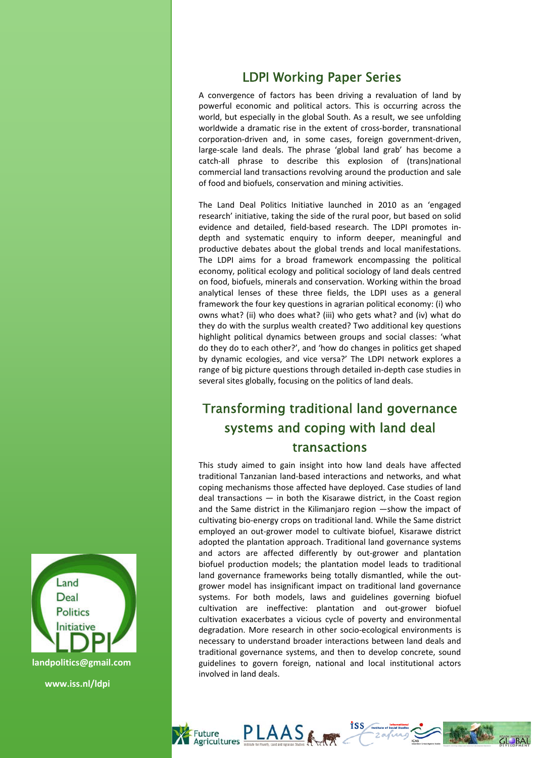## LDPI Working Paper Series

A convergence of factors has been driving a revaluation of land by powerful economic and political actors. This is occurring across the world, but especially in the global South. As a result, we see unfolding worldwide a dramatic rise in the extent of cross-border, transnational corporation-driven and, in some cases, foreign government-driven, large-scale land deals. The phrase 'global land grab' has become a catch-all phrase to describe this explosion of (trans)national commercial land transactions revolving around the production and sale of food and biofuels, conservation and mining activities.

The Land Deal Politics Initiative launched in 2010 as an 'engaged research' initiative, taking the side of the rural poor, but based on solid evidence and detailed, field-based research. The LDPI promotes in-depth and systematic enquiry to inform deeper, meaningful and productive debates about the global trends and local manifestations. The LDPI aims for a broad framework encompassing the political economy, political ecology and political sociology of land deals centred on food, biofuels, minerals and conservation. Working within the broad analytical lenses of these three fields, the LDPI uses as a general framework the four key questions in agrarian political economy: (i) who owns what? (ii) who does what? (iii) who gets what? and (iv) what do they do with the surplus wealth created? Two additional key questions highlight political dynamics between groups and social classes: 'what do they do to each other?', and 'how do changes in politics get shaped by dynamic ecologies, and vice versa?' The LDPI network explores a range of big picture questions through detailed in-depth case studies in several sites globally, focusing on the politics of land deals.

## Transforming traditional land governance systems and coping with land deal transactions

This study aimed to gain insight into how land deals have affected traditional Tanzanian land-based interactions and networks, and what coping mechanisms those affected have deployed. Case studies of land deal transactions — in both the Kisarawe district, in the Coast region and the Same district in the Kilimanjaro region —show the impact of cultivating bio-energy crops on traditional land. While the Same district employed an out-grower model to cultivate biofuel, Kisarawe district adopted the plantation approach. Traditional land governance systems and actors are affected differently by out-grower and plantation biofuel production models; the plantation model leads to traditional land governance frameworks being totally dismantled, while the out-grower model has insignificant impact on traditional land governance systems. For both models, laws and guidelines governing biofuel cultivation are ineffective: plantation and out-grower biofuel cultivation exacerbates a vicious cycle of poverty and environmental degradation. More research in other socio-ecological environments is necessary to understand broader interactions between land deals and traditional governance systems, and then to develop concrete, sound guidelines to govern foreign, national and local institutional actors involved in land deals.

Land Deal Politics Initiative LDPI

landpolitics@gmail.com

www.iss.nl/ldpi